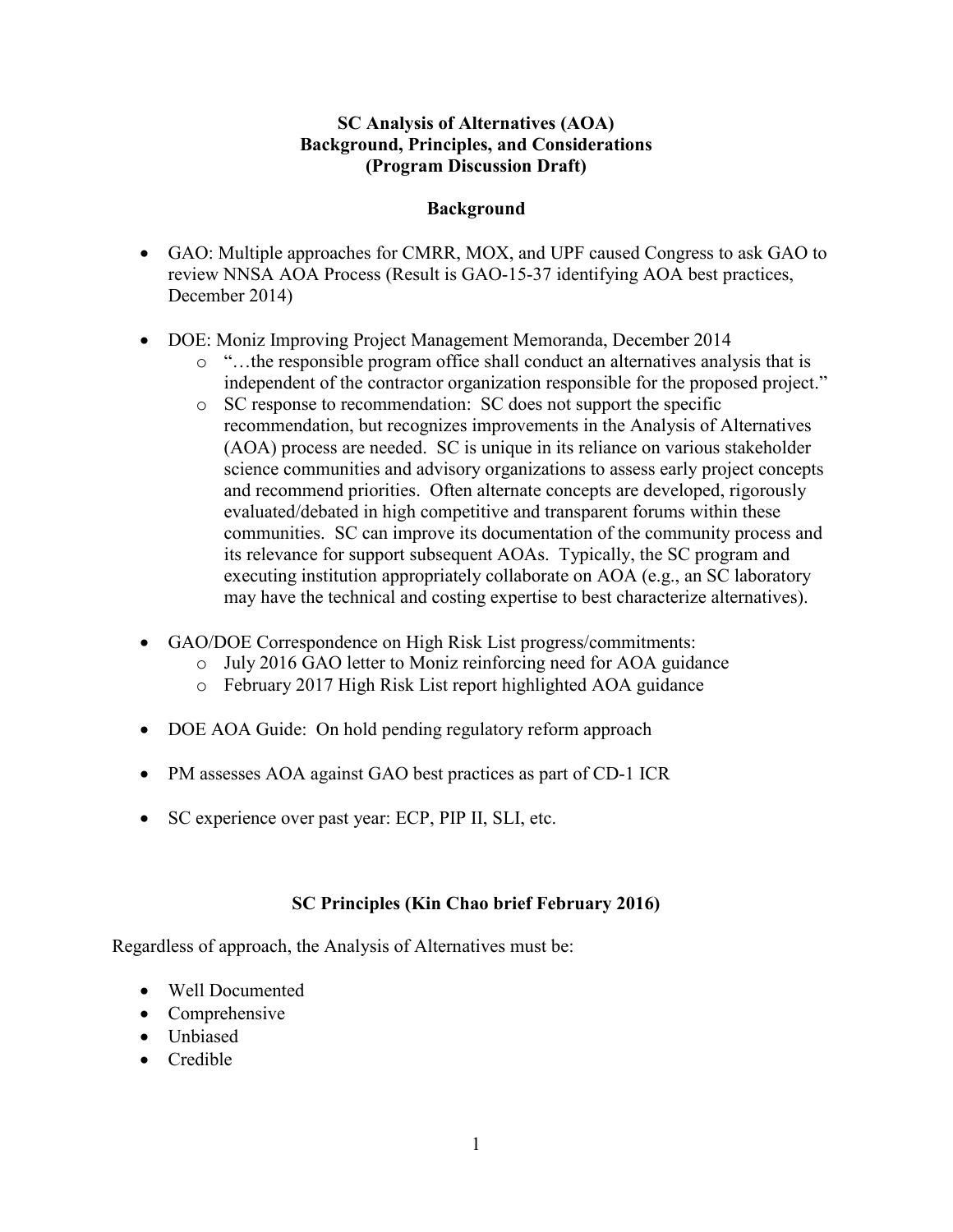# SC Analysis of Alternatives (AOA)
# Background, Principles, and Considerations
# (Program Discussion Draft)

## Background

- GAO: Multiple approaches for CMRR, MOX, and UPF caused Congress to ask GAO to review NNSA AOA Process (Result is GAO-15-37 identifying AOA best practices, December 2014)

- DOE: Moniz Improving Project Management Memoranda, December 2014
  - "…the responsible program office shall conduct an alternatives analysis that is independent of the contractor organization responsible for the proposed project."
  - SC response to recommendation: SC does not support the specific recommendation, but recognizes improvements in the Analysis of Alternatives (AOA) process are needed. SC is unique in its reliance on various stakeholder science communities and advisory organizations to assess early project concepts and recommend priorities. Often alternate concepts are developed, rigorously evaluated/debated in high competitive and transparent forums within these communities. SC can improve its documentation of the community process and its relevance for support subsequent AOAs. Typically, the SC program and executing institution appropriately collaborate on AOA (e.g., an SC laboratory may have the technical and costing expertise to best characterize alternatives).

- GAO/DOE Correspondence on High Risk List progress/commitments:
  - July 2016 GAO letter to Moniz reinforcing need for AOA guidance
  - February 2017 High Risk List report highlighted AOA guidance

- DOE AOA Guide: On hold pending regulatory reform approach

- PM assesses AOA against GAO best practices as part of CD-1 ICR

- SC experience over past year: ECP, PIP II, SLI, etc.

## SC Principles (Kin Chao brief February 2016)

Regardless of approach, the Analysis of Alternatives must be:

- Well Documented
- Comprehensive
- Unbiased
- Credible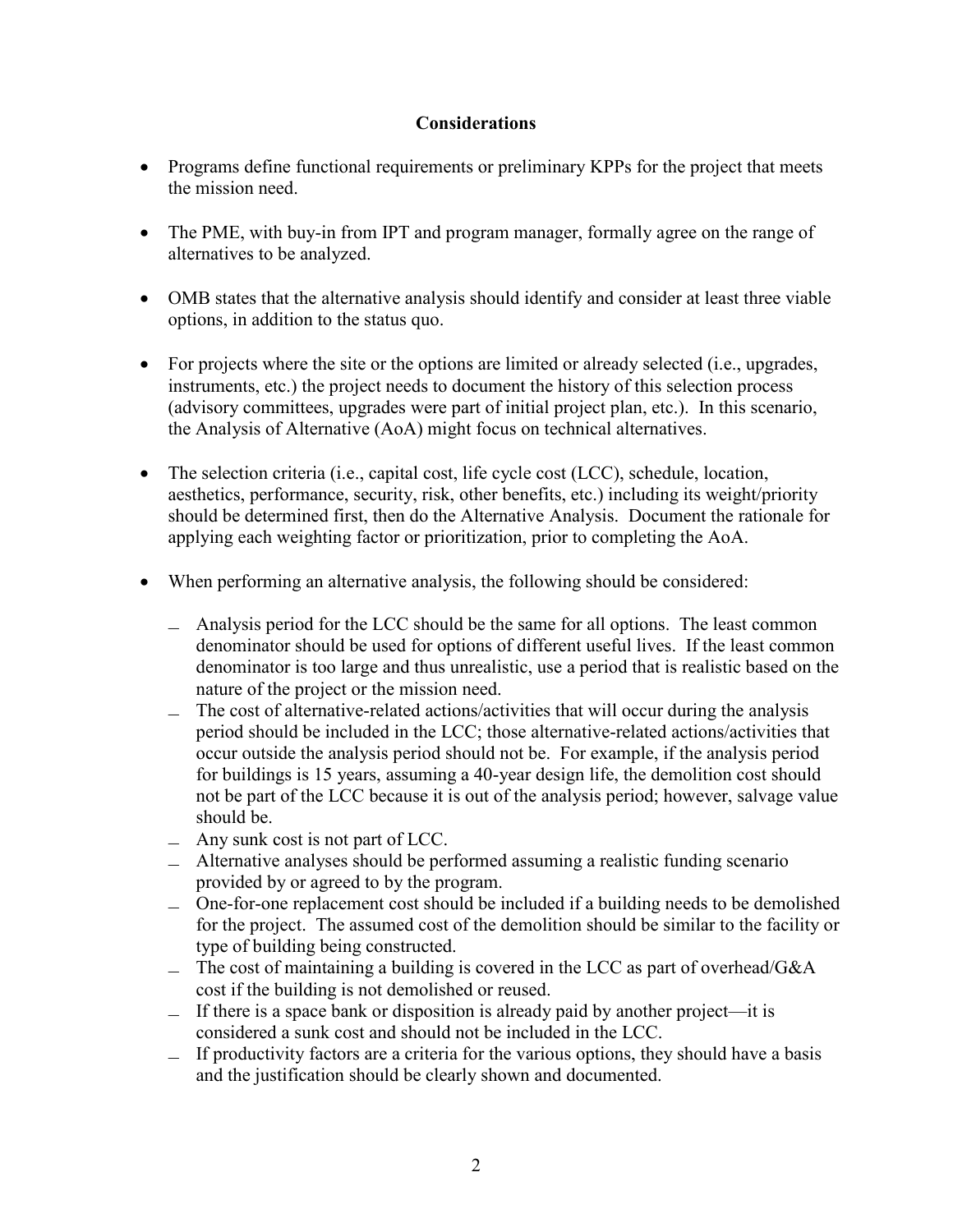## Considerations

- Programs define functional requirements or preliminary KPPs for the project that meets the mission need.
- The PME, with buy-in from IPT and program manager, formally agree on the range of alternatives to be analyzed.
- OMB states that the alternative analysis should identify and consider at least three viable options, in addition to the status quo.
- For projects where the site or the options are limited or already selected (i.e., upgrades, instruments, etc.) the project needs to document the history of this selection process (advisory committees, upgrades were part of initial project plan, etc.). In this scenario, the Analysis of Alternative (AoA) might focus on technical alternatives.
- The selection criteria (i.e., capital cost, life cycle cost (LCC), schedule, location, aesthetics, performance, security, risk, other benefits, etc.) including its weight/priority should be determined first, then do the Alternative Analysis. Document the rationale for applying each weighting factor or prioritization, prior to completing the AoA.
- When performing an alternative analysis, the following should be considered:
  - Analysis period for the LCC should be the same for all options. The least common denominator should be used for options of different useful lives. If the least common denominator is too large and thus unrealistic, use a period that is realistic based on the nature of the project or the mission need.
  - The cost of alternative-related actions/activities that will occur during the analysis period should be included in the LCC; those alternative-related actions/activities that occur outside the analysis period should not be. For example, if the analysis period for buildings is 15 years, assuming a 40-year design life, the demolition cost should not be part of the LCC because it is out of the analysis period; however, salvage value should be.
  - Any sunk cost is not part of LCC.
  - Alternative analyses should be performed assuming a realistic funding scenario provided by or agreed to by the program.
  - One-for-one replacement cost should be included if a building needs to be demolished for the project. The assumed cost of the demolition should be similar to the facility or type of building being constructed.
  - The cost of maintaining a building is covered in the LCC as part of overhead/G&A cost if the building is not demolished or reused.
  - If there is a space bank or disposition is already paid by another project—it is considered a sunk cost and should not be included in the LCC.
  - If productivity factors are a criteria for the various options, they should have a basis and the justification should be clearly shown and documented.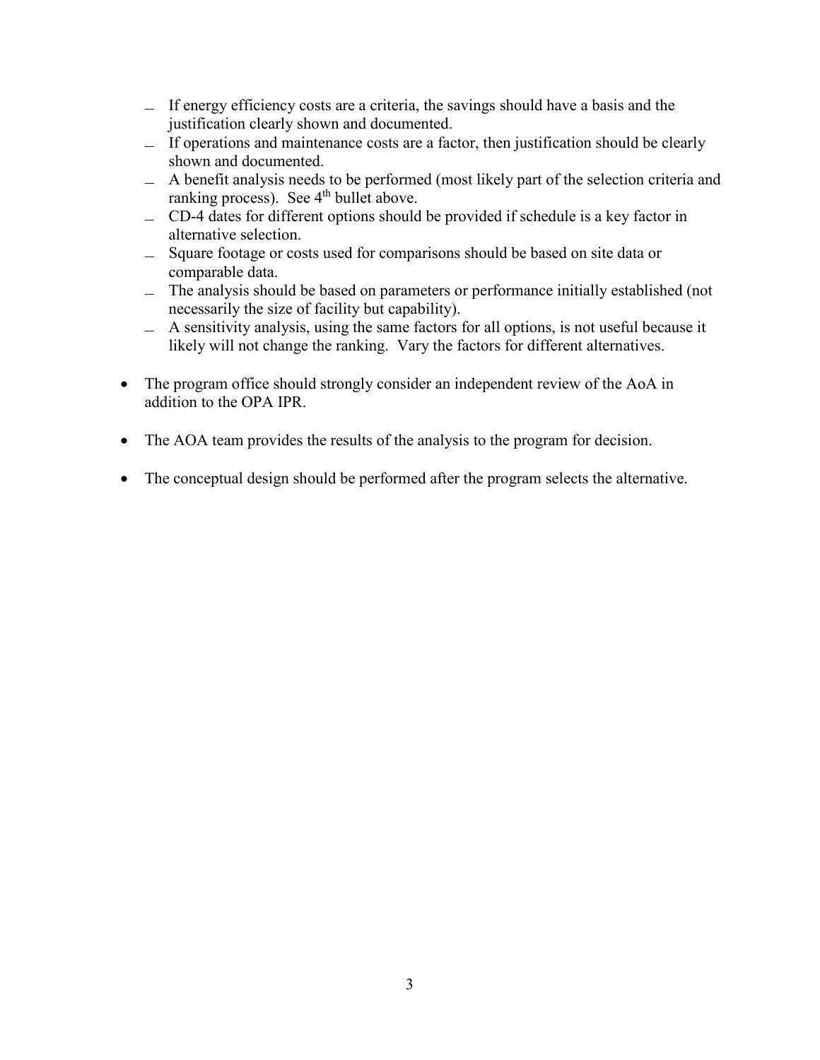- If energy efficiency costs are a criteria, the savings should have a basis and the justification clearly shown and documented.
- If operations and maintenance costs are a factor, then justification should be clearly shown and documented.
- A benefit analysis needs to be performed (most likely part of the selection criteria and ranking process). See 4th bullet above.
- CD-4 dates for different options should be provided if schedule is a key factor in alternative selection.
- Square footage or costs used for comparisons should be based on site data or comparable data.
- The analysis should be based on parameters or performance initially established (not necessarily the size of facility but capability).
- A sensitivity analysis, using the same factors for all options, is not useful because it likely will not change the ranking. Vary the factors for different alternatives.

- The program office should strongly consider an independent review of the AoA in addition to the OPA IPR.

- The AOA team provides the results of the analysis to the program for decision.

- The conceptual design should be performed after the program selects the alternative.